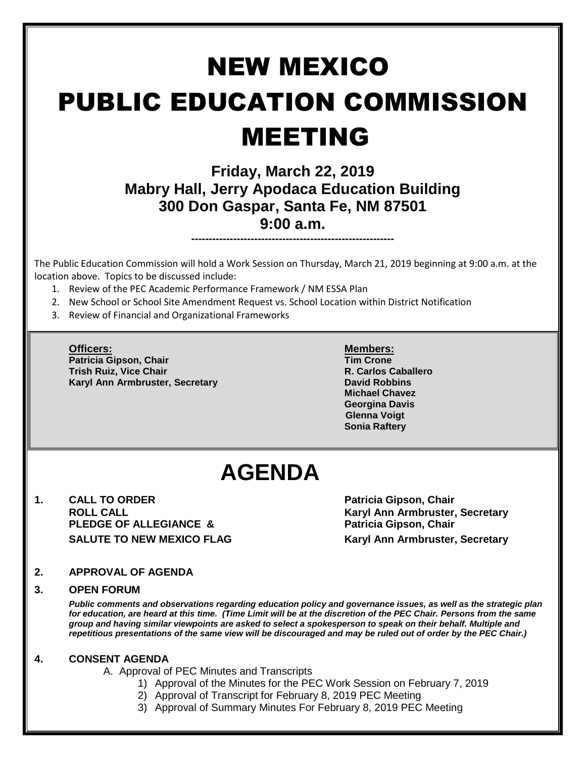# NEW MEXICO PUBLIC EDUCATION COMMISSION MEETING

**Friday, March 22, 2019**
**Mabry Hall, Jerry Apodaca Education Building**
**300 Don Gaspar, Santa Fe, NM 87501**
**9:00 a.m.**

---

The Public Education Commission will hold a Work Session on Thursday, March 21, 2019 beginning at 9:00 a.m. at the location above. Topics to be discussed include:

1. Review of the PEC Academic Performance Framework / NM ESSA Plan
2. New School or School Site Amendment Request vs. School Location within District Notification
3. Review of Financial and Organizational Frameworks

**Officers:**
**Patricia Gipson, Chair**
**Trish Ruiz, Vice Chair**
**Karyl Ann Armbruster, Secretary**

**Members:**
**Tim Crone**
**R. Carlos Caballero**
**David Robbins**
**Michael Chavez**
**Georgina Davis**
**Glenna Voigt**
**Sonia Raftery**

# AGENDA

**1. CALL TO ORDER** — **Patricia Gipson, Chair**
**ROLL CALL** — **Karyl Ann Armbruster, Secretary**
**PLEDGE OF ALLEGIANCE &** — **Patricia Gipson, Chair**
**SALUTE TO NEW MEXICO FLAG** — **Karyl Ann Armbruster, Secretary**

**2. APPROVAL OF AGENDA**

**3. OPEN FORUM**

***Public comments and observations regarding education policy and governance issues, as well as the strategic plan for education, are heard at this time. (Time Limit will be at the discretion of the PEC Chair. Persons from the same group and having similar viewpoints are asked to select a spokesperson to speak on their behalf. Multiple and repetitious presentations of the same view will be discouraged and may be ruled out of order by the PEC Chair.)***

**4. CONSENT AGENDA**

A. Approval of PEC Minutes and Transcripts
   1) Approval of the Minutes for the PEC Work Session on February 7, 2019
   2) Approval of Transcript for February 8, 2019 PEC Meeting
   3) Approval of Summary Minutes For February 8, 2019 PEC Meeting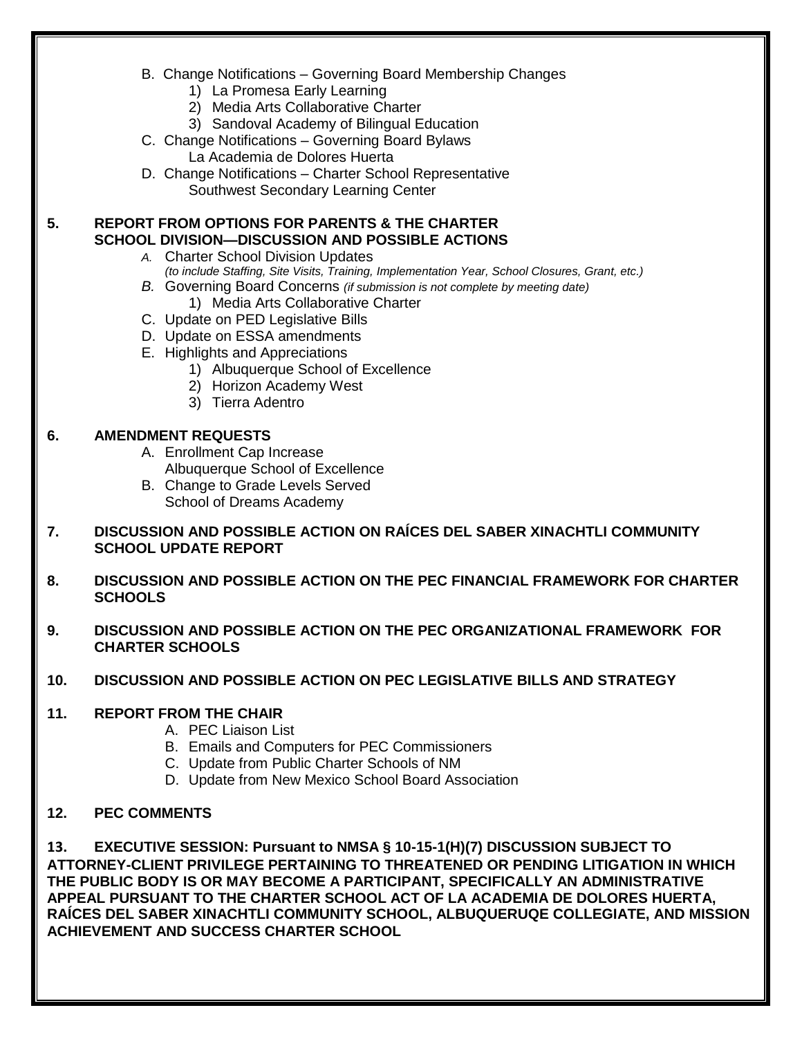B. Change Notifications – Governing Board Membership Changes
   1) La Promesa Early Learning
   2) Media Arts Collaborative Charter
   3) Sandoval Academy of Bilingual Education

C. Change Notifications – Governing Board Bylaws
   La Academia de Dolores Huerta

D. Change Notifications – Charter School Representative
   Southwest Secondary Learning Center

**5. REPORT FROM OPTIONS FOR PARENTS & THE CHARTER SCHOOL DIVISION—DISCUSSION AND POSSIBLE ACTIONS**

*A.* Charter School Division Updates
   *(to include Staffing, Site Visits, Training, Implementation Year, School Closures, Grant, etc.)*

*B.* Governing Board Concerns *(if submission is not complete by meeting date)*
   1) Media Arts Collaborative Charter

C. Update on PED Legislative Bills

D. Update on ESSA amendments

E. Highlights and Appreciations
   1) Albuquerque School of Excellence
   2) Horizon Academy West
   3) Tierra Adentro

**6. AMENDMENT REQUESTS**

A. Enrollment Cap Increase
   Albuquerque School of Excellence

B. Change to Grade Levels Served
   School of Dreams Academy

**7. DISCUSSION AND POSSIBLE ACTION ON RAÍCES DEL SABER XINACHTLI COMMUNITY SCHOOL UPDATE REPORT**

**8. DISCUSSION AND POSSIBLE ACTION ON THE PEC FINANCIAL FRAMEWORK FOR CHARTER SCHOOLS**

**9. DISCUSSION AND POSSIBLE ACTION ON THE PEC ORGANIZATIONAL FRAMEWORK FOR CHARTER SCHOOLS**

**10. DISCUSSION AND POSSIBLE ACTION ON PEC LEGISLATIVE BILLS AND STRATEGY**

**11. REPORT FROM THE CHAIR**

A. PEC Liaison List

B. Emails and Computers for PEC Commissioners

C. Update from Public Charter Schools of NM

D. Update from New Mexico School Board Association

**12. PEC COMMENTS**

**13. EXECUTIVE SESSION: Pursuant to NMSA § 10-15-1(H)(7) DISCUSSION SUBJECT TO ATTORNEY-CLIENT PRIVILEGE PERTAINING TO THREATENED OR PENDING LITIGATION IN WHICH THE PUBLIC BODY IS OR MAY BECOME A PARTICIPANT, SPECIFICALLY AN ADMINISTRATIVE APPEAL PURSUANT TO THE CHARTER SCHOOL ACT OF LA ACADEMIA DE DOLORES HUERTA, RAÍCES DEL SABER XINACHTLI COMMUNITY SCHOOL, ALBUQUERUQE COLLEGIATE, AND MISSION ACHIEVEMENT AND SUCCESS CHARTER SCHOOL**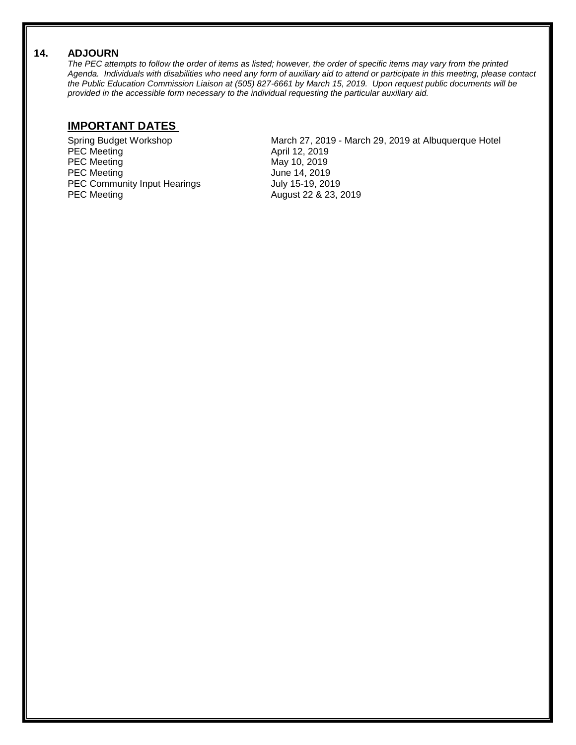## 14. ADJOURN

*The PEC attempts to follow the order of items as listed; however, the order of specific items may vary from the printed Agenda. Individuals with disabilities who need any form of auxiliary aid to attend or participate in this meeting, please contact the Public Education Commission Liaison at (505) 827-6661 by March 15, 2019. Upon request public documents will be provided in the accessible form necessary to the individual requesting the particular auxiliary aid.*

## IMPORTANT DATES

| | |
|---|---|
| Spring Budget Workshop | March 27, 2019 - March 29, 2019 at Albuquerque Hotel |
| PEC Meeting | April 12, 2019 |
| PEC Meeting | May 10, 2019 |
| PEC Meeting | June 14, 2019 |
| PEC Community Input Hearings | July 15-19, 2019 |
| PEC Meeting | August 22 & 23, 2019 |